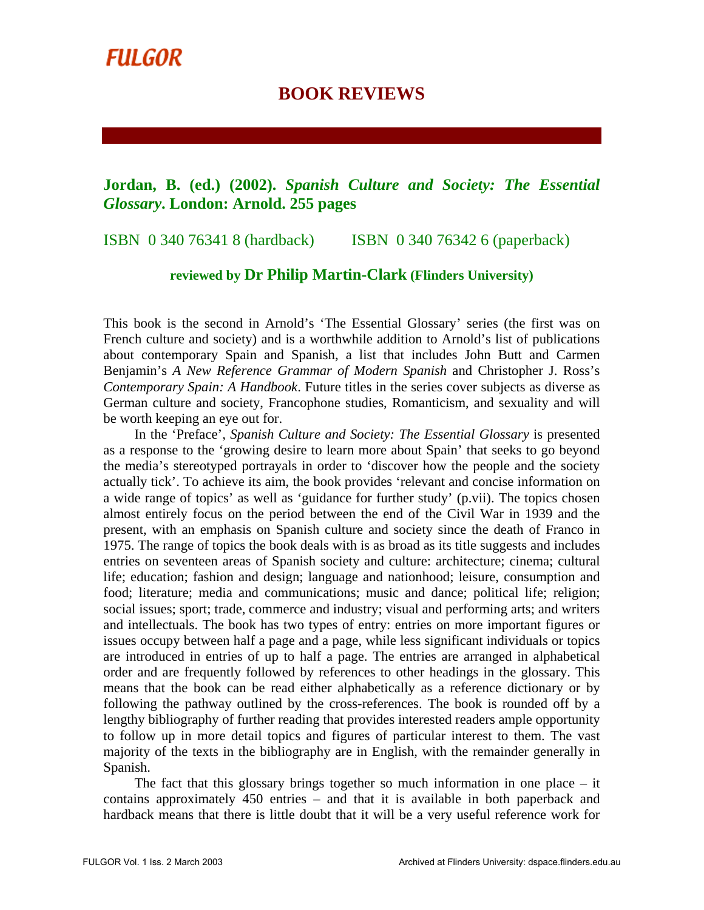# FULGOR

## BOOK REVIEWS

### Jordan, B. (ed.) (2002). *Spanish Culture and Society: The Essential Glossary*. London: Arnold. 255 pages

ISBN 0 340 76341 8 (hardback) ISBN 0 340 76342 6 (paperback)

**reviewed by Dr Philip Martin-Clark (Flinders University)**

This book is the second in Arnold's 'The Essential Glossary' series (the first was on French culture and society) and is a worthwhile addition to Arnold's list of publications about contemporary Spain and Spanish, a list that includes John Butt and Carmen Benjamin's *A New Reference Grammar of Modern Spanish* and Christopher J. Ross's *Contemporary Spain: A Handbook*. Future titles in the series cover subjects as diverse as German culture and society, Francophone studies, Romanticism, and sexuality and will be worth keeping an eye out for.

In the 'Preface', *Spanish Culture and Society: The Essential Glossary* is presented as a response to the 'growing desire to learn more about Spain' that seeks to go beyond the media's stereotyped portrayals in order to 'discover how the people and the society actually tick'. To achieve its aim, the book provides 'relevant and concise information on a wide range of topics' as well as 'guidance for further study' (p.vii). The topics chosen almost entirely focus on the period between the end of the Civil War in 1939 and the present, with an emphasis on Spanish culture and society since the death of Franco in 1975. The range of topics the book deals with is as broad as its title suggests and includes entries on seventeen areas of Spanish society and culture: architecture; cinema; cultural life; education; fashion and design; language and nationhood; leisure, consumption and food; literature; media and communications; music and dance; political life; religion; social issues; sport; trade, commerce and industry; visual and performing arts; and writers and intellectuals. The book has two types of entry: entries on more important figures or issues occupy between half a page and a page, while less significant individuals or topics are introduced in entries of up to half a page. The entries are arranged in alphabetical order and are frequently followed by references to other headings in the glossary. This means that the book can be read either alphabetically as a reference dictionary or by following the pathway outlined by the cross-references. The book is rounded off by a lengthy bibliography of further reading that provides interested readers ample opportunity to follow up in more detail topics and figures of particular interest to them. The vast majority of the texts in the bibliography are in English, with the remainder generally in Spanish.

The fact that this glossary brings together so much information in one place – it contains approximately 450 entries – and that it is available in both paperback and hardback means that there is little doubt that it will be a very useful reference work for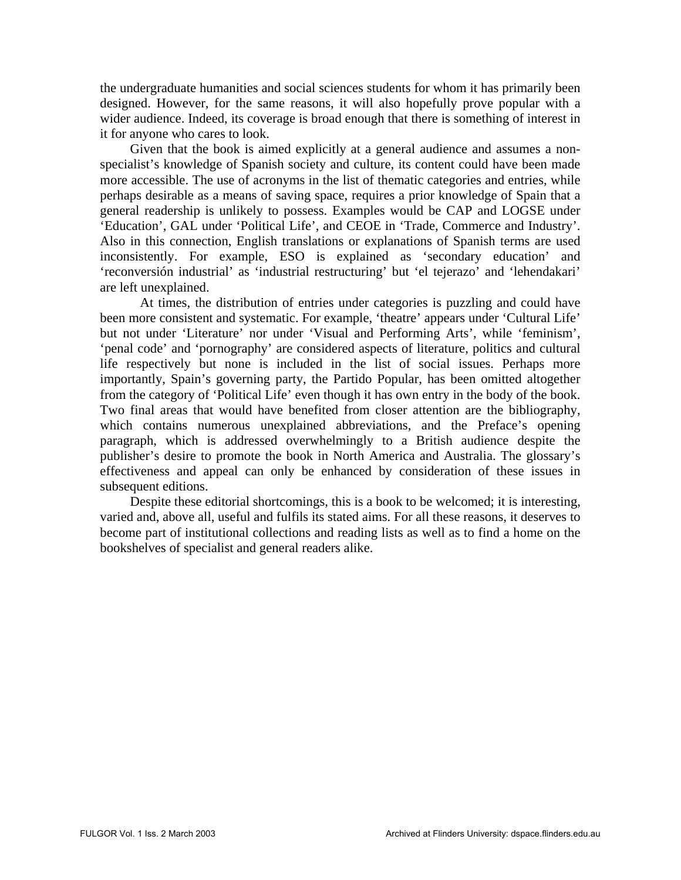the undergraduate humanities and social sciences students for whom it has primarily been designed. However, for the same reasons, it will also hopefully prove popular with a wider audience. Indeed, its coverage is broad enough that there is something of interest in it for anyone who cares to look.

Given that the book is aimed explicitly at a general audience and assumes a non-specialist's knowledge of Spanish society and culture, its content could have been made more accessible. The use of acronyms in the list of thematic categories and entries, while perhaps desirable as a means of saving space, requires a prior knowledge of Spain that a general readership is unlikely to possess. Examples would be CAP and LOGSE under 'Education', GAL under 'Political Life', and CEOE in 'Trade, Commerce and Industry'. Also in this connection, English translations or explanations of Spanish terms are used inconsistently. For example, ESO is explained as 'secondary education' and 'reconversión industrial' as 'industrial restructuring' but 'el tejerazo' and 'lehendakari' are left unexplained.

At times, the distribution of entries under categories is puzzling and could have been more consistent and systematic. For example, 'theatre' appears under 'Cultural Life' but not under 'Literature' nor under 'Visual and Performing Arts', while 'feminism', 'penal code' and 'pornography' are considered aspects of literature, politics and cultural life respectively but none is included in the list of social issues. Perhaps more importantly, Spain's governing party, the Partido Popular, has been omitted altogether from the category of 'Political Life' even though it has own entry in the body of the book. Two final areas that would have benefited from closer attention are the bibliography, which contains numerous unexplained abbreviations, and the Preface's opening paragraph, which is addressed overwhelmingly to a British audience despite the publisher's desire to promote the book in North America and Australia. The glossary's effectiveness and appeal can only be enhanced by consideration of these issues in subsequent editions.

Despite these editorial shortcomings, this is a book to be welcomed; it is interesting, varied and, above all, useful and fulfils its stated aims. For all these reasons, it deserves to become part of institutional collections and reading lists as well as to find a home on the bookshelves of specialist and general readers alike.